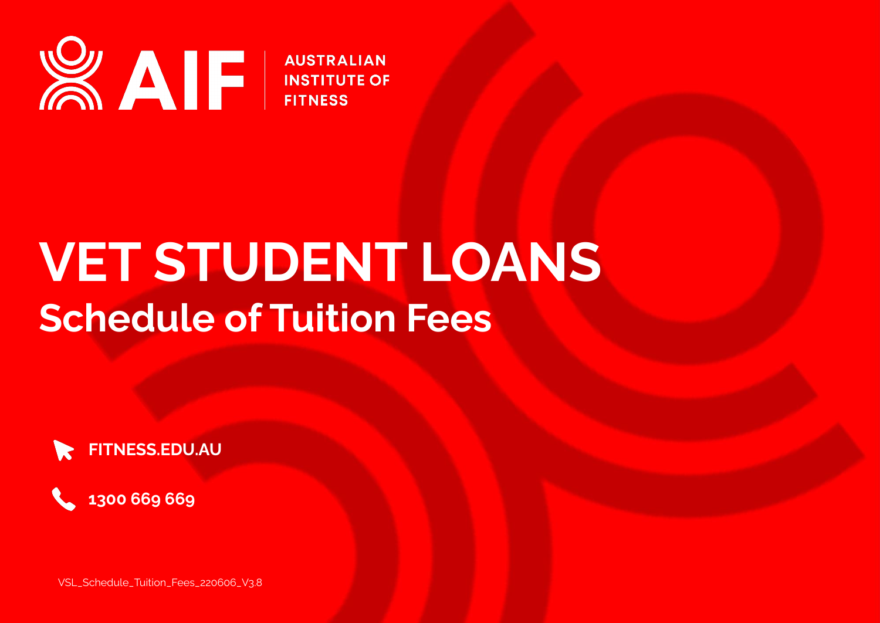AIF | AUSTRALIAN INSTITUTE OF FITNESS

# VET STUDENT LOANS

## Schedule of Tuition Fees

FITNESS.EDU.AU

1300 669 669

VSL_Schedule_Tuition_Fees_220606_V3.8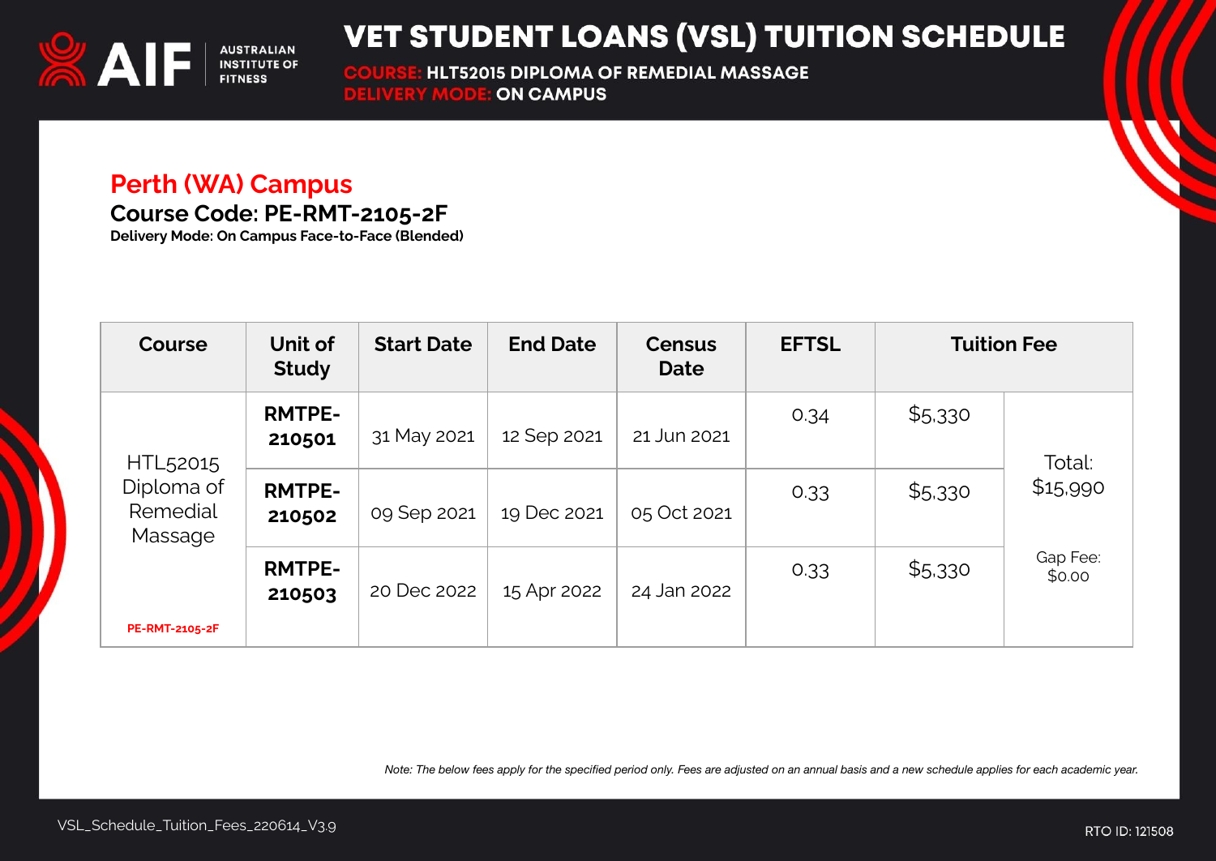# VET STUDENT LOANS (VSL) TUITION SCHEDULE

**COURSE:** HLT52015 DIPLOMA OF REMEDIAL MASSAGE
**DELIVERY MODE:** ON CAMPUS

## Perth (WA) Campus

### Course Code: PE-RMT-2105-2F

**Delivery Mode: On Campus Face-to-Face (Blended)**

| Course | Unit of Study | Start Date | End Date | Census Date | EFTSL | Tuition Fee | |
|---|---|---|---|---|---|---|---|
| HTL52015 Diploma of Remedial Massage PE-RMT-2105-2F | RMTPE-210501 | 31 May 2021 | 12 Sep 2021 | 21 Jun 2021 | 0.34 | $5,330 | Total: $15,990 Gap Fee: $0.00 |
| | RMTPE-210502 | 09 Sep 2021 | 19 Dec 2021 | 05 Oct 2021 | 0.33 | $5,330 | |
| | RMTPE-210503 | 20 Dec 2022 | 15 Apr 2022 | 24 Jan 2022 | 0.33 | $5,330 | |

*Note: The below fees apply for the specified period only. Fees are adjusted on an annual basis and a new schedule applies for each academic year.*

VSL_Schedule_Tuition_Fees_220614_V3.9

RTO ID: 121508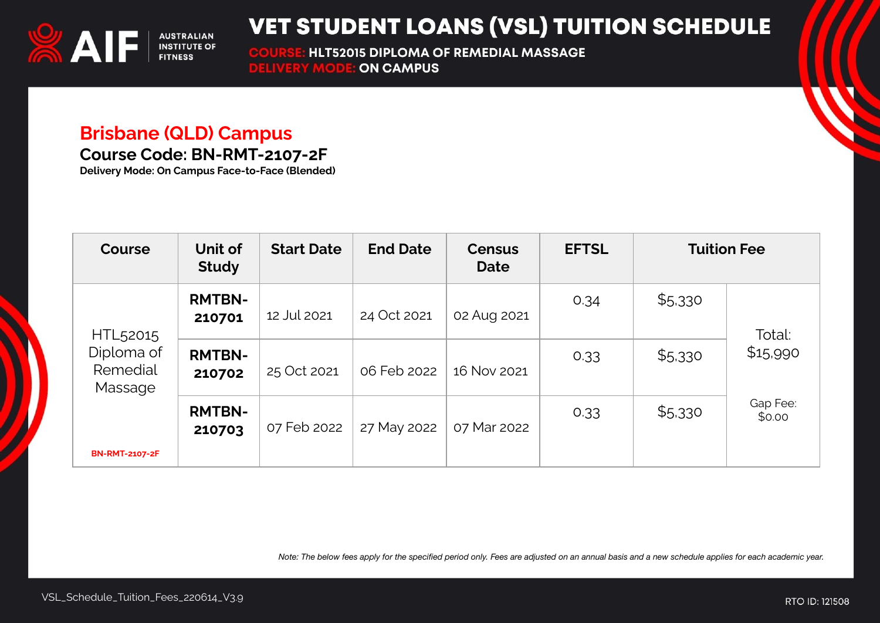# VET STUDENT LOANS (VSL) TUITION SCHEDULE

**COURSE:** HLT52015 DIPLOMA OF REMEDIAL MASSAGE
**DELIVERY MODE:** ON CAMPUS

## Brisbane (QLD) Campus

### Course Code: BN-RMT-2107-2F

**Delivery Mode: On Campus Face-to-Face (Blended)**

| Course | Unit of Study | Start Date | End Date | Census Date | EFTSL | Tuition Fee | |
|---|---|---|---|---|---|---|---|
| HTL52015 Diploma of Remedial Massage BN-RMT-2107-2F | **RMTBN-210701** | 12 Jul 2021 | 24 Oct 2021 | 02 Aug 2021 | 0.34 | $5,330 | Total: $15,990 Gap Fee: $0.00 |
| | **RMTBN-210702** | 25 Oct 2021 | 06 Feb 2022 | 16 Nov 2021 | 0.33 | $5,330 | |
| | **RMTBN-210703** | 07 Feb 2022 | 27 May 2022 | 07 Mar 2022 | 0.33 | $5,330 | |

*Note: The below fees apply for the specified period only. Fees are adjusted on an annual basis and a new schedule applies for each academic year.*

VSL_Schedule_Tuition_Fees_220614_V3.9

RTO ID: 121508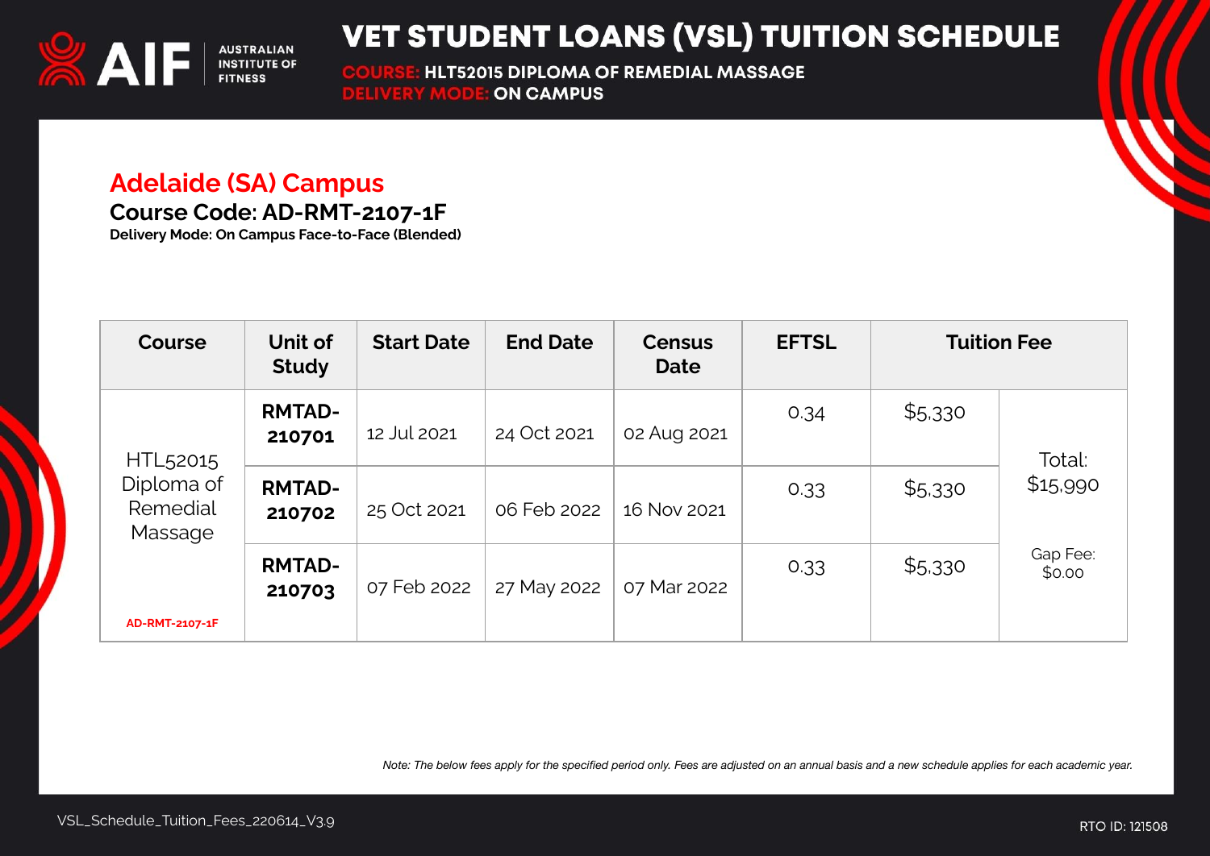# VET STUDENT LOANS (VSL) TUITION SCHEDULE

**COURSE:** HLT52015 DIPLOMA OF REMEDIAL MASSAGE
**DELIVERY MODE:** ON CAMPUS

## Adelaide (SA) Campus

### Course Code: AD-RMT-2107-1F

**Delivery Mode: On Campus Face-to-Face (Blended)**

| Course | Unit of Study | Start Date | End Date | Census Date | EFTSL | Tuition Fee | |
|---|---|---|---|---|---|---|---|
| HTL52015 Diploma of Remedial Massage<br>AD-RMT-2107-1F | **RMTAD-210701** | 12 Jul 2021 | 24 Oct 2021 | 02 Aug 2021 | 0.34 | $5,330 | Total: $15,990<br>Gap Fee: $0.00 |
| | **RMTAD-210702** | 25 Oct 2021 | 06 Feb 2022 | 16 Nov 2021 | 0.33 | $5,330 | |
| | **RMTAD-210703** | 07 Feb 2022 | 27 May 2022 | 07 Mar 2022 | 0.33 | $5,330 | |

*Note: The below fees apply for the specified period only. Fees are adjusted on an annual basis and a new schedule applies for each academic year.*

VSL_Schedule_Tuition_Fees_220614_V3.9

RTO ID: 121508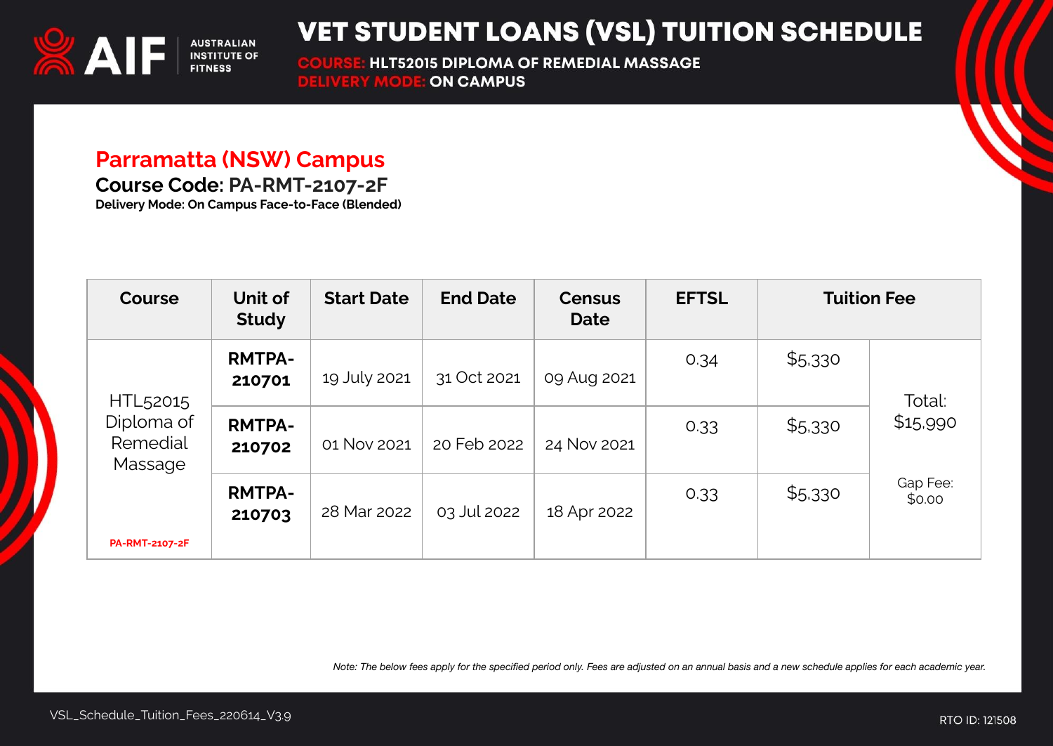# VET STUDENT LOANS (VSL) TUITION SCHEDULE

**COURSE:** HLT52015 DIPLOMA OF REMEDIAL MASSAGE
**DELIVERY MODE:** ON CAMPUS

## Parramatta (NSW) Campus

**Course Code:** PA-RMT-2107-2F

**Delivery Mode: On Campus Face-to-Face (Blended)**

| Course | Unit of Study | Start Date | End Date | Census Date | EFTSL | Tuition Fee | |
|---|---|---|---|---|---|---|---|
| HTL52015 Diploma of Remedial Massage PA-RMT-2107-2F | **RMTPA-210701** | 19 July 2021 | 31 Oct 2021 | 09 Aug 2021 | 0.34 | $5,330 | Total: $15,990 Gap Fee: $0.00 |
| | **RMTPA-210702** | 01 Nov 2021 | 20 Feb 2022 | 24 Nov 2021 | 0.33 | $5,330 | |
| | **RMTPA-210703** | 28 Mar 2022 | 03 Jul 2022 | 18 Apr 2022 | 0.33 | $5,330 | |

*Note: The below fees apply for the specified period only. Fees are adjusted on an annual basis and a new schedule applies for each academic year.*

VSL_Schedule_Tuition_Fees_220614_V3.9

RTO ID: 121508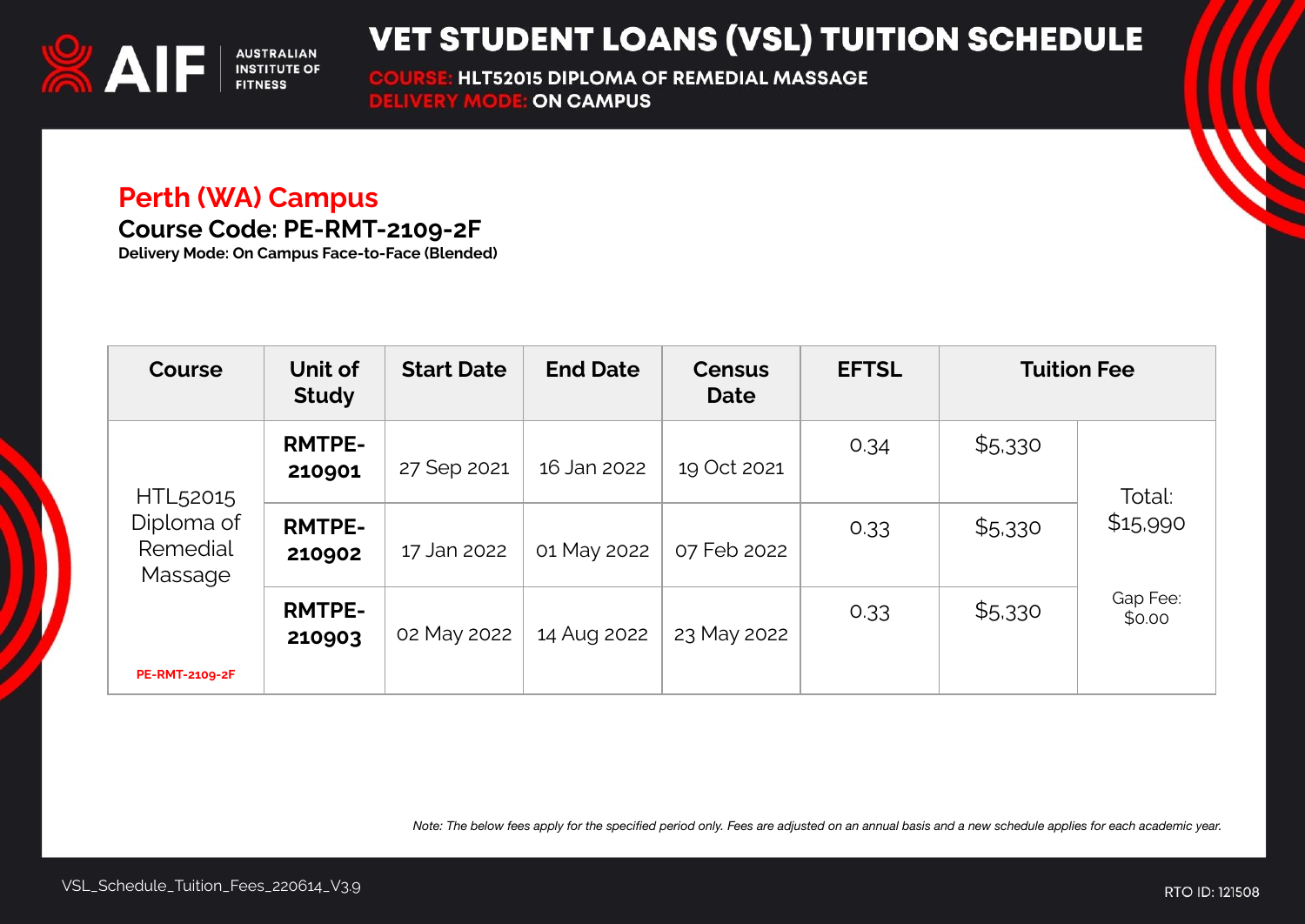# VET STUDENT LOANS (VSL) TUITION SCHEDULE

**COURSE:** HLT52015 DIPLOMA OF REMEDIAL MASSAGE
**DELIVERY MODE:** ON CAMPUS

## Perth (WA) Campus

### Course Code: PE-RMT-2109-2F

**Delivery Mode: On Campus Face-to-Face (Blended)**

| Course | Unit of Study | Start Date | End Date | Census Date | EFTSL | Tuition Fee | |
|---|---|---|---|---|---|---|---|
| HTL52015 Diploma of Remedial Massage PE-RMT-2109-2F | **RMTPE-210901** | 27 Sep 2021 | 16 Jan 2022 | 19 Oct 2021 | 0.34 | $5,330 | Total: $15,990 Gap Fee: $0.00 |
| | **RMTPE-210902** | 17 Jan 2022 | 01 May 2022 | 07 Feb 2022 | 0.33 | $5,330 | |
| | **RMTPE-210903** | 02 May 2022 | 14 Aug 2022 | 23 May 2022 | 0.33 | $5,330 | |

*Note: The below fees apply for the specified period only. Fees are adjusted on an annual basis and a new schedule applies for each academic year.*

VSL_Schedule_Tuition_Fees_220614_V3.9

RTO ID: 121508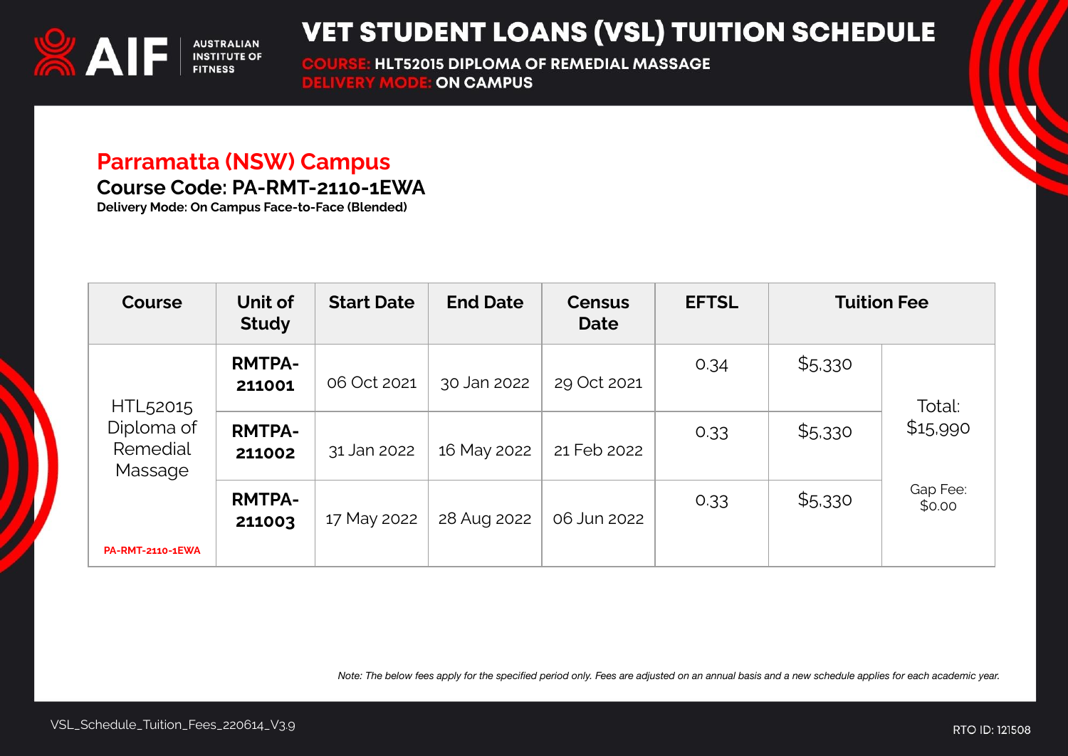# VET STUDENT LOANS (VSL) TUITION SCHEDULE

**COURSE:** HLT52015 DIPLOMA OF REMEDIAL MASSAGE
**DELIVERY MODE:** ON CAMPUS

## Parramatta (NSW) Campus

**Course Code:** PA-RMT-2110-1EWA

**Delivery Mode: On Campus Face-to-Face (Blended)**

| Course | Unit of Study | Start Date | End Date | Census Date | EFTSL | Tuition Fee | |
|---|---|---|---|---|---|---|---|
| HTL52015 Diploma of Remedial Massage<br>PA-RMT-2110-1EWA | **RMTPA-211001** | 06 Oct 2021 | 30 Jan 2022 | 29 Oct 2021 | 0.34 | $5,330 | Total: $15,990<br><br>Gap Fee: $0.00 |
| | **RMTPA-211002** | 31 Jan 2022 | 16 May 2022 | 21 Feb 2022 | 0.33 | $5,330 | |
| | **RMTPA-211003** | 17 May 2022 | 28 Aug 2022 | 06 Jun 2022 | 0.33 | $5,330 | |

*Note: The below fees apply for the specified period only. Fees are adjusted on an annual basis and a new schedule applies for each academic year.*

VSL_Schedule_Tuition_Fees_220614_V3.9

RTO ID: 121508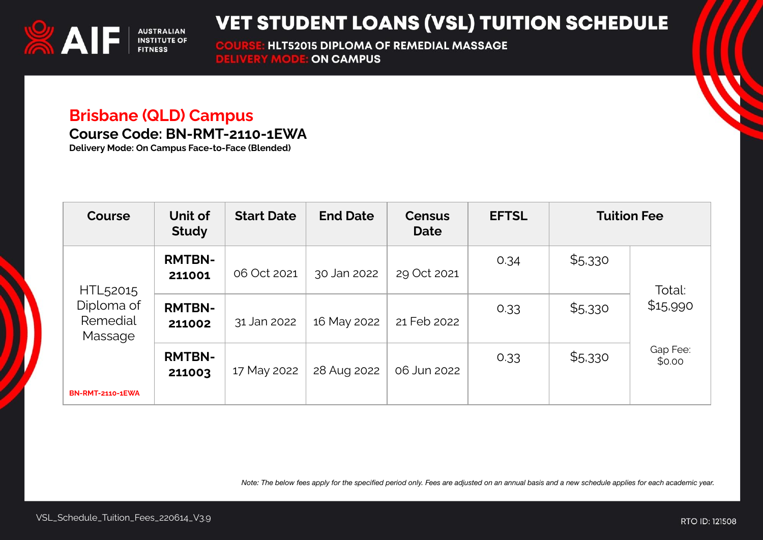# VET STUDENT LOANS (VSL) TUITION SCHEDULE

**COURSE:** HLT52015 DIPLOMA OF REMEDIAL MASSAGE
**DELIVERY MODE:** ON CAMPUS

## Brisbane (QLD) Campus

### Course Code: BN-RMT-2110-1EWA

**Delivery Mode: On Campus Face-to-Face (Blended)**

| Course | Unit of Study | Start Date | End Date | Census Date | EFTSL | Tuition Fee | |
|---|---|---|---|---|---|---|---|
| HTL52015 Diploma of Remedial Massage<br>BN-RMT-2110-1EWA | RMTBN-211001 | 06 Oct 2021 | 30 Jan 2022 | 29 Oct 2021 | 0.34 | $5,330 | Total: $15,990<br>Gap Fee: $0.00 |
| | RMTBN-211002 | 31 Jan 2022 | 16 May 2022 | 21 Feb 2022 | 0.33 | $5,330 | |
| | RMTBN-211003 | 17 May 2022 | 28 Aug 2022 | 06 Jun 2022 | 0.33 | $5,330 | |

*Note: The below fees apply for the specified period only. Fees are adjusted on an annual basis and a new schedule applies for each academic year.*

VSL_Schedule_Tuition_Fees_220614_V3.9

RTO ID: 121508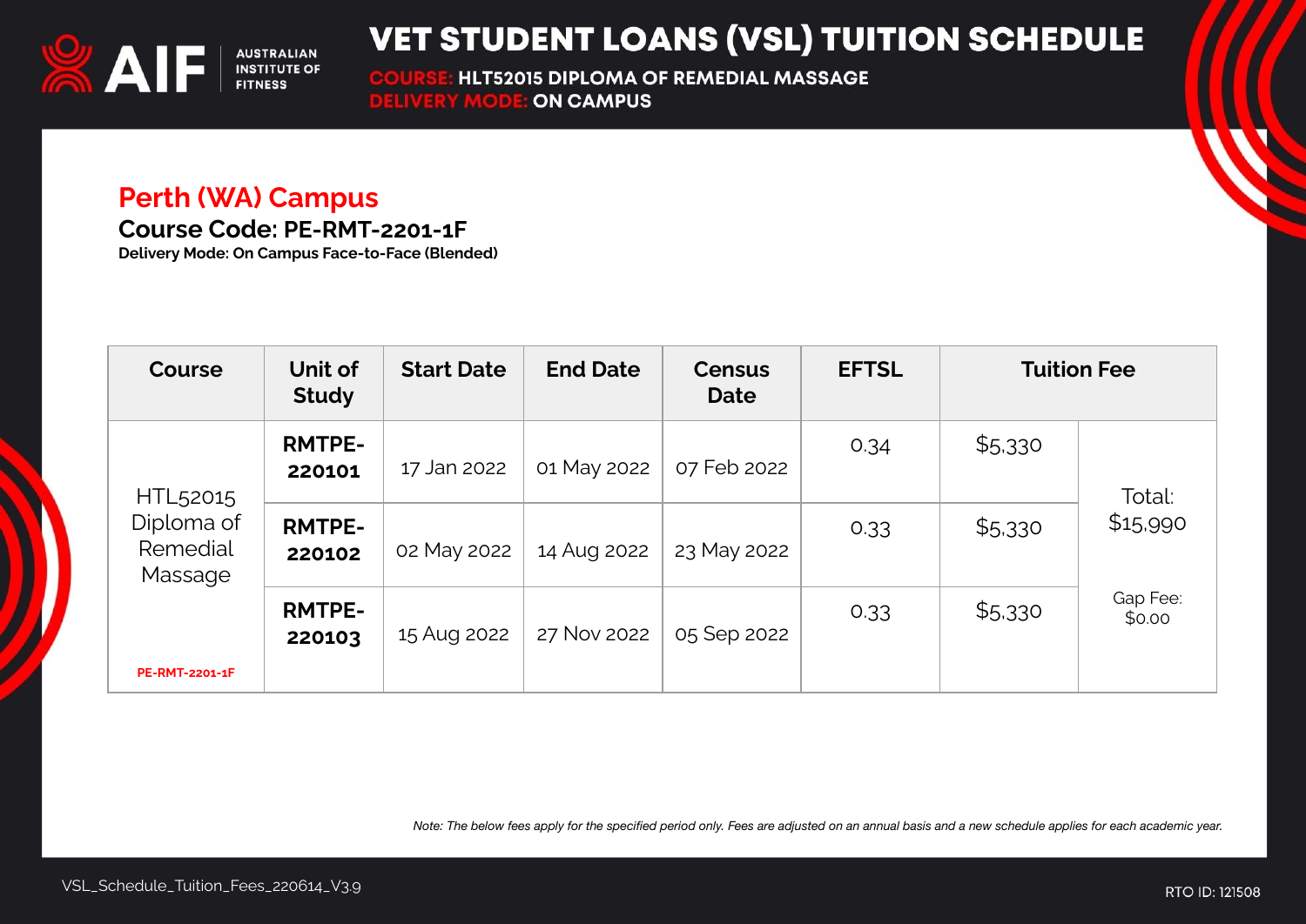# VET STUDENT LOANS (VSL) TUITION SCHEDULE

**COURSE:** HLT52015 DIPLOMA OF REMEDIAL MASSAGE
**DELIVERY MODE:** ON CAMPUS

## Perth (WA) Campus

**Course Code: PE-RMT-2201-1F**

**Delivery Mode: On Campus Face-to-Face (Blended)**

| Course | Unit of Study | Start Date | End Date | Census Date | EFTSL | Tuition Fee | |
|---|---|---|---|---|---|---|---|
| HTL52015 Diploma of Remedial Massage PE-RMT-2201-1F | **RMTPE-220101** | 17 Jan 2022 | 01 May 2022 | 07 Feb 2022 | 0.34 | $5,330 | Total: $15,990 Gap Fee: $0.00 |
| | **RMTPE-220102** | 02 May 2022 | 14 Aug 2022 | 23 May 2022 | 0.33 | $5,330 | |
| | **RMTPE-220103** | 15 Aug 2022 | 27 Nov 2022 | 05 Sep 2022 | 0.33 | $5,330 | |

*Note: The below fees apply for the specified period only. Fees are adjusted on an annual basis and a new schedule applies for each academic year.*

VSL_Schedule_Tuition_Fees_220614_V3.9

RTO ID: 121508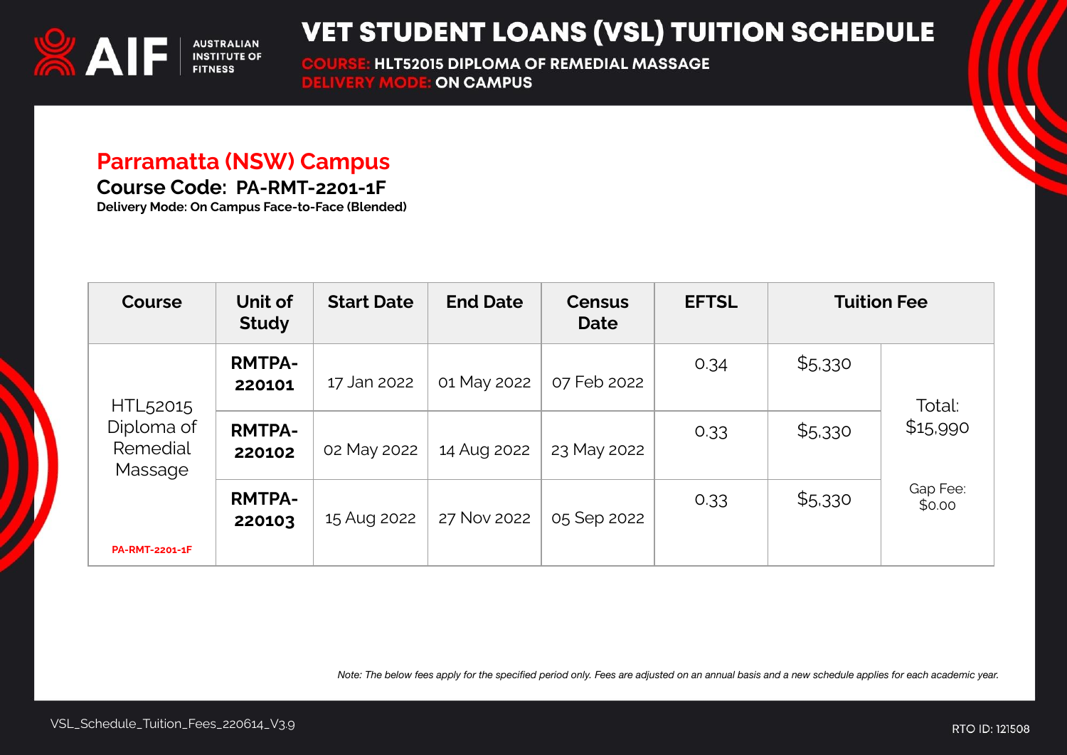# VET STUDENT LOANS (VSL) TUITION SCHEDULE

**COURSE:** HLT52015 DIPLOMA OF REMEDIAL MASSAGE
**DELIVERY MODE:** ON CAMPUS

## Parramatta (NSW) Campus

### Course Code: PA-RMT-2201-1F

**Delivery Mode: On Campus Face-to-Face (Blended)**

| Course | Unit of Study | Start Date | End Date | Census Date | EFTSL | Tuition Fee | |
|---|---|---|---|---|---|---|---|
| HTL52015 Diploma of Remedial Massage<br>PA-RMT-2201-1F | **RMTPA-220101** | 17 Jan 2022 | 01 May 2022 | 07 Feb 2022 | 0.34 | $5,330 | Total: $15,990<br><br>Gap Fee: $0.00 |
| | **RMTPA-220102** | 02 May 2022 | 14 Aug 2022 | 23 May 2022 | 0.33 | $5,330 | |
| | **RMTPA-220103** | 15 Aug 2022 | 27 Nov 2022 | 05 Sep 2022 | 0.33 | $5,330 | |

*Note: The below fees apply for the specified period only. Fees are adjusted on an annual basis and a new schedule applies for each academic year.*

VSL_Schedule_Tuition_Fees_220614_V3.9

RTO ID: 121508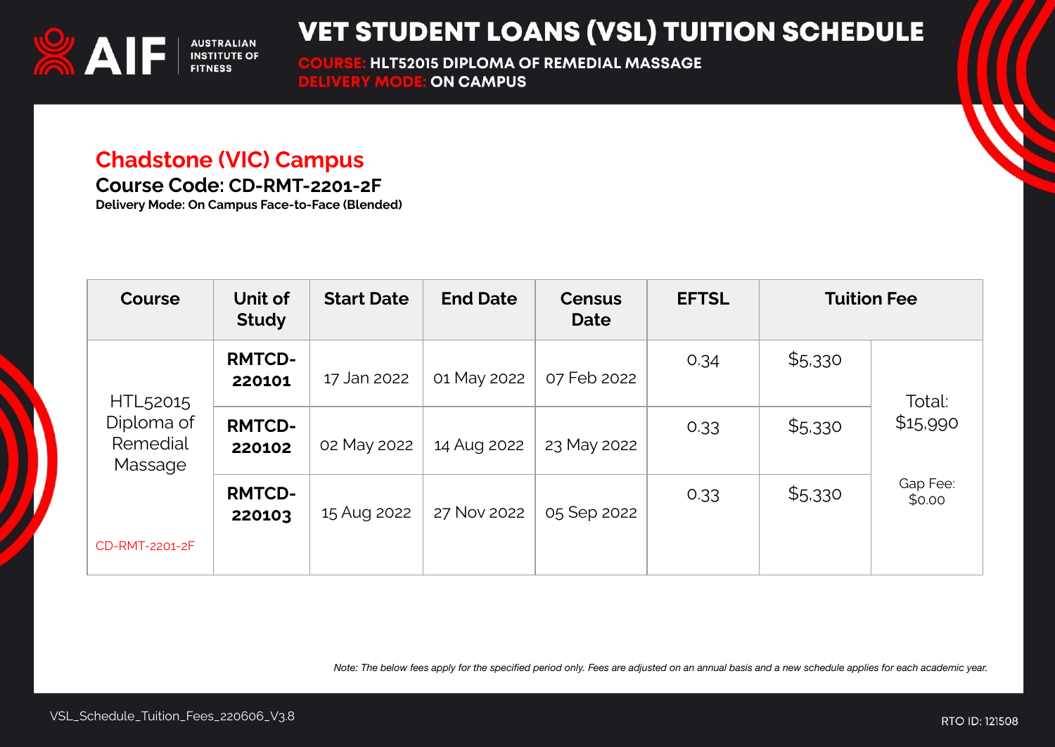# VET STUDENT LOANS (VSL) TUITION SCHEDULE

**COURSE:** HLT52015 DIPLOMA OF REMEDIAL MASSAGE
**DELIVERY MODE:** ON CAMPUS

## Chadstone (VIC) Campus

### Course Code: CD-RMT-2201-2F

**Delivery Mode: On Campus Face-to-Face (Blended)**

| Course | Unit of Study | Start Date | End Date | Census Date | EFTSL | Tuition Fee | |
|---|---|---|---|---|---|---|---|
| HTL52015 Diploma of Remedial Massage<br>CD-RMT-2201-2F | **RMTCD-220101** | 17 Jan 2022 | 01 May 2022 | 07 Feb 2022 | 0.34 | $5,330 | Total: $15,990<br>Gap Fee: $0.00 |
| | **RMTCD-220102** | 02 May 2022 | 14 Aug 2022 | 23 May 2022 | 0.33 | $5,330 | |
| | **RMTCD-220103** | 15 Aug 2022 | 27 Nov 2022 | 05 Sep 2022 | 0.33 | $5,330 | |

*Note: The below fees apply for the specified period only. Fees are adjusted on an annual basis and a new schedule applies for each academic year.*

VSL_Schedule_Tuition_Fees_220606_V3.8

RTO ID: 121508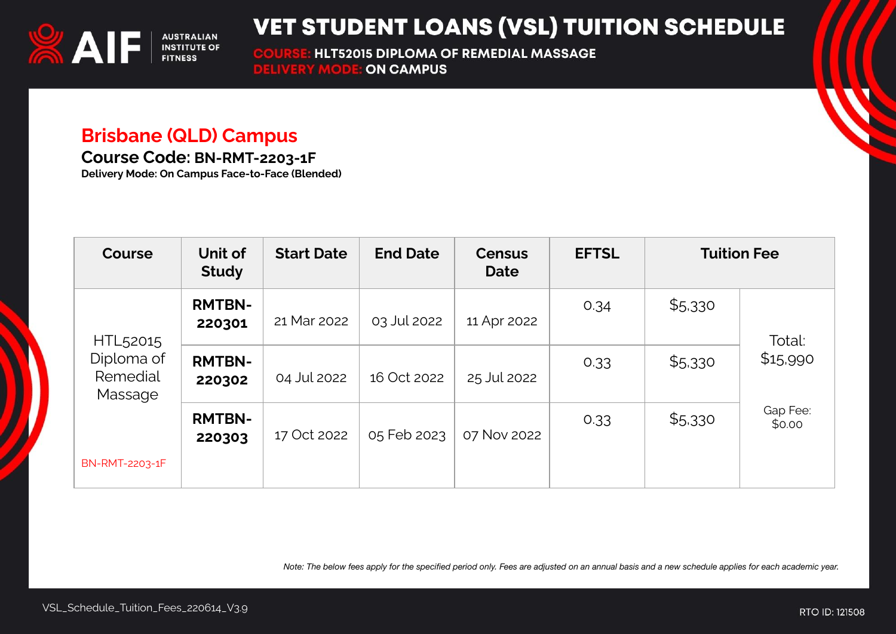# VET STUDENT LOANS (VSL) TUITION SCHEDULE

**COURSE:** HLT52015 DIPLOMA OF REMEDIAL MASSAGE
**DELIVERY MODE:** ON CAMPUS

## Brisbane (QLD) Campus

### Course Code: BN-RMT-2203-1F

**Delivery Mode: On Campus Face-to-Face (Blended)**

| Course | Unit of Study | Start Date | End Date | Census Date | EFTSL | Tuition Fee | |
|---|---|---|---|---|---|---|---|
| HTL52015 Diploma of Remedial Massage<br>BN-RMT-2203-1F | RMTBN-220301 | 21 Mar 2022 | 03 Jul 2022 | 11 Apr 2022 | 0.34 | $5,330 | Total: $15,990<br>Gap Fee: $0.00 |
| | RMTBN-220302 | 04 Jul 2022 | 16 Oct 2022 | 25 Jul 2022 | 0.33 | $5,330 | |
| | RMTBN-220303 | 17 Oct 2022 | 05 Feb 2023 | 07 Nov 2022 | 0.33 | $5,330 | |

*Note: The below fees apply for the specified period only. Fees are adjusted on an annual basis and a new schedule applies for each academic year.*

VSL_Schedule_Tuition_Fees_220614_V3.9

RTO ID: 121508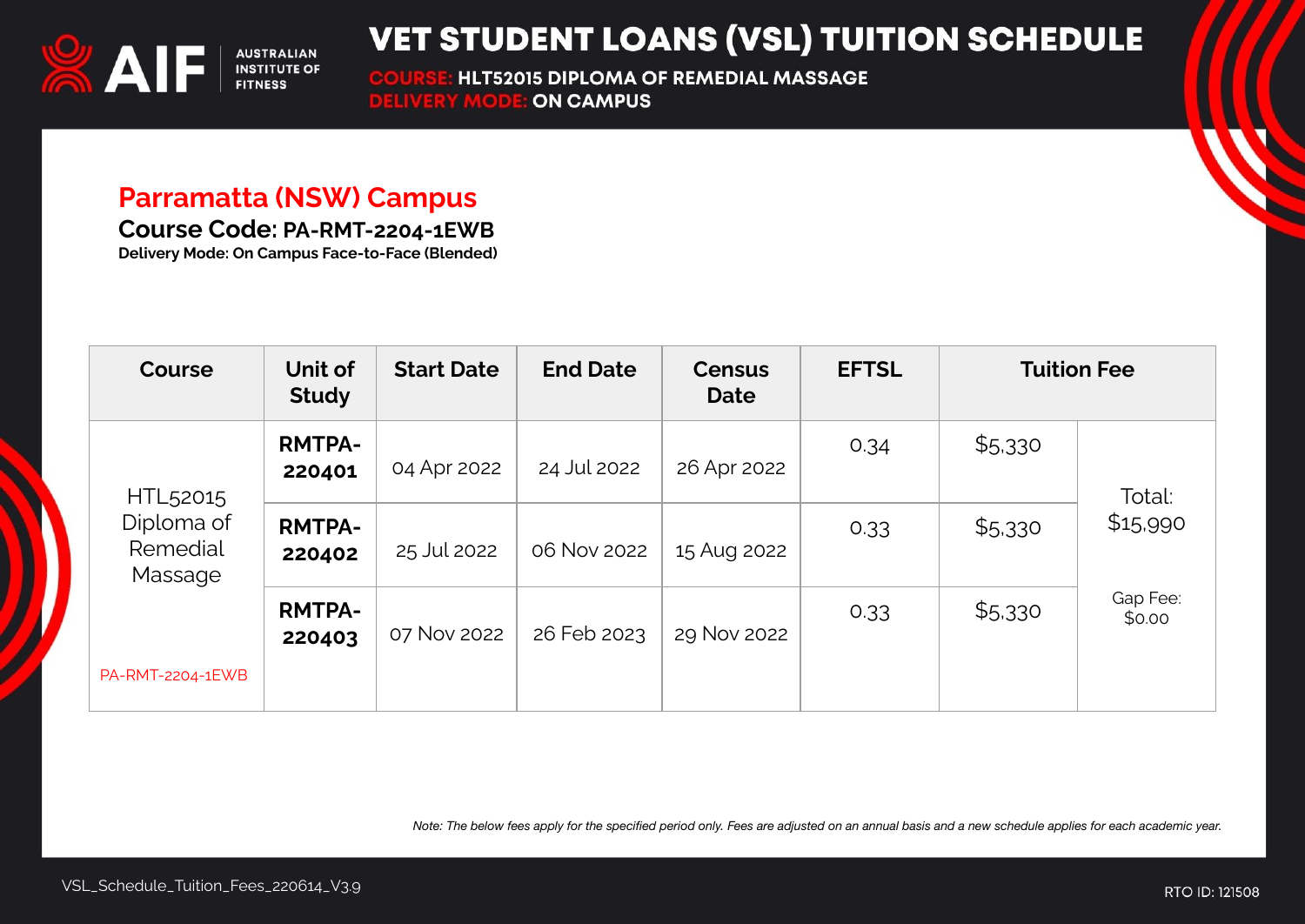# VET STUDENT LOANS (VSL) TUITION SCHEDULE

**COURSE:** HLT52015 DIPLOMA OF REMEDIAL MASSAGE
**DELIVERY MODE:** ON CAMPUS

## Parramatta (NSW) Campus

**Course Code:** PA-RMT-2204-1EWB
**Delivery Mode: On Campus Face-to-Face (Blended)**

| Course | Unit of Study | Start Date | End Date | Census Date | EFTSL | Tuition Fee | |
|---|---|---|---|---|---|---|---|
| HTL52015 Diploma of Remedial Massage PA-RMT-2204-1EWB | **RMTPA-220401** | 04 Apr 2022 | 24 Jul 2022 | 26 Apr 2022 | 0.34 | $5,330 | Total: $15,990 Gap Fee: $0.00 |
| | **RMTPA-220402** | 25 Jul 2022 | 06 Nov 2022 | 15 Aug 2022 | 0.33 | $5,330 | |
| | **RMTPA-220403** | 07 Nov 2022 | 26 Feb 2023 | 29 Nov 2022 | 0.33 | $5,330 | |

*Note: The below fees apply for the specified period only. Fees are adjusted on an annual basis and a new schedule applies for each academic year.*

VSL_Schedule_Tuition_Fees_220614_V3.9

RTO ID: 121508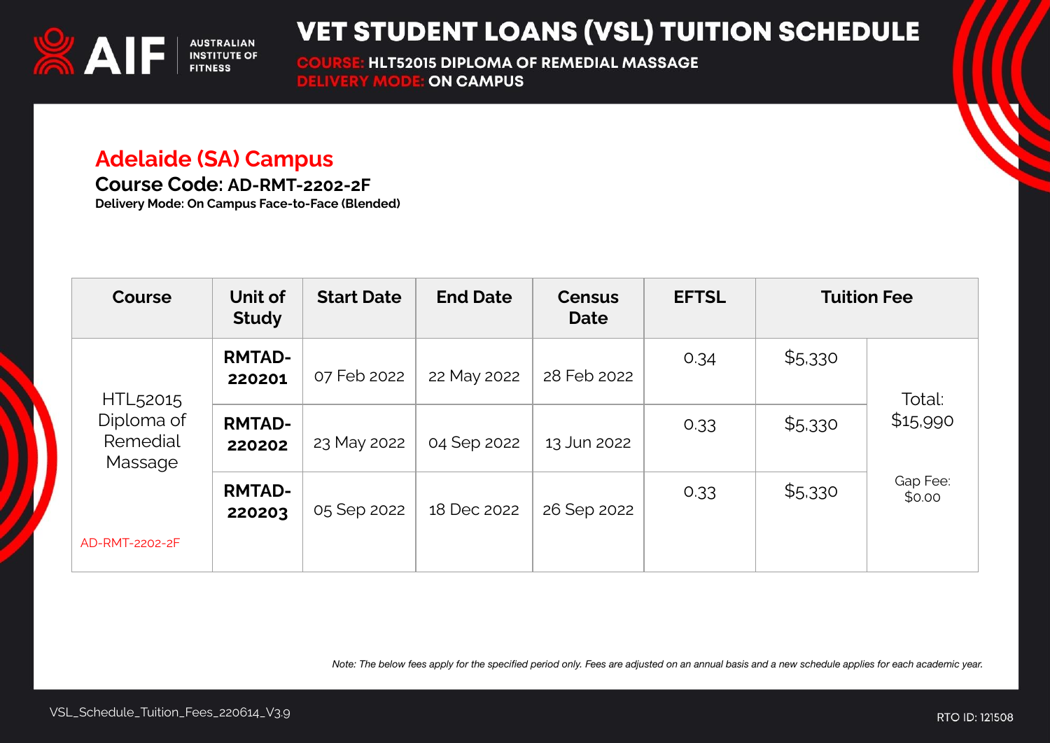# VET STUDENT LOANS (VSL) TUITION SCHEDULE

**COURSE:** HLT52015 DIPLOMA OF REMEDIAL MASSAGE
**DELIVERY MODE:** ON CAMPUS

## Adelaide (SA) Campus

### Course Code: AD-RMT-2202-2F

**Delivery Mode: On Campus Face-to-Face (Blended)**

| Course | Unit of Study | Start Date | End Date | Census Date | EFTSL | Tuition Fee | |
|---|---|---|---|---|---|---|---|
| HTL52015 Diploma of Remedial Massage<br><br>AD-RMT-2202-2F | **RMTAD-220201** | 07 Feb 2022 | 22 May 2022 | 28 Feb 2022 | 0.34 | $5,330 | Total: $15,990<br><br>Gap Fee: $0.00 |
| | **RMTAD-220202** | 23 May 2022 | 04 Sep 2022 | 13 Jun 2022 | 0.33 | $5,330 | |
| | **RMTAD-220203** | 05 Sep 2022 | 18 Dec 2022 | 26 Sep 2022 | 0.33 | $5,330 | |

*Note: The below fees apply for the specified period only. Fees are adjusted on an annual basis and a new schedule applies for each academic year.*

VSL_Schedule_Tuition_Fees_220614_V3.9

RTO ID: 121508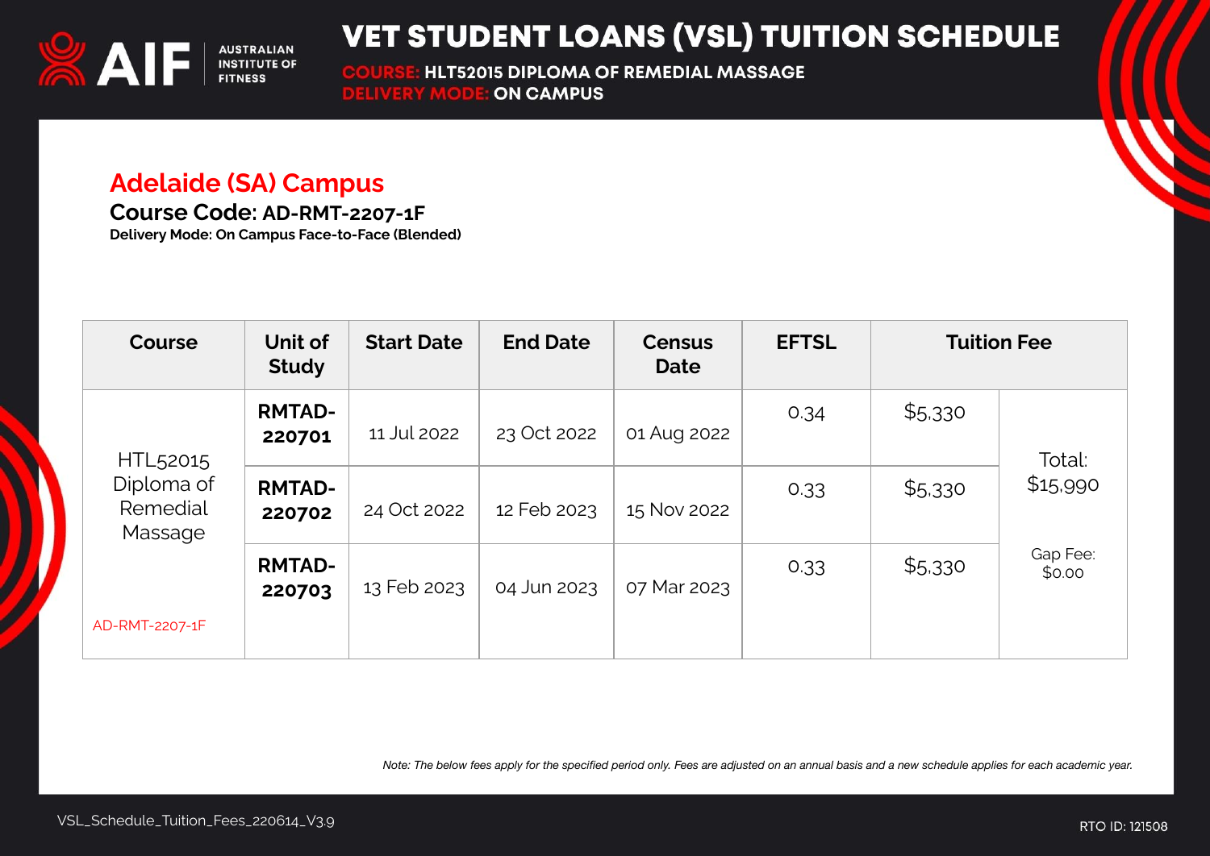# VET STUDENT LOANS (VSL) TUITION SCHEDULE

**COURSE:** HLT52015 DIPLOMA OF REMEDIAL MASSAGE
**DELIVERY MODE:** ON CAMPUS

## Adelaide (SA) Campus

### Course Code: AD-RMT-2207-1F

**Delivery Mode: On Campus Face-to-Face (Blended)**

| Course | Unit of Study | Start Date | End Date | Census Date | EFTSL | Tuition Fee | |
|---|---|---|---|---|---|---|---|
| HTL52015 Diploma of Remedial Massage<br><br>AD-RMT-2207-1F | **RMTAD-220701** | 11 Jul 2022 | 23 Oct 2022 | 01 Aug 2022 | 0.34 | $5,330 | Total: $15,990<br><br>Gap Fee: $0.00 |
| | **RMTAD-220702** | 24 Oct 2022 | 12 Feb 2023 | 15 Nov 2022 | 0.33 | $5,330 | |
| | **RMTAD-220703** | 13 Feb 2023 | 04 Jun 2023 | 07 Mar 2023 | 0.33 | $5,330 | |

*Note: The below fees apply for the specified period only. Fees are adjusted on an annual basis and a new schedule applies for each academic year.*

VSL_Schedule_Tuition_Fees_220614_V3.9

RTO ID: 121508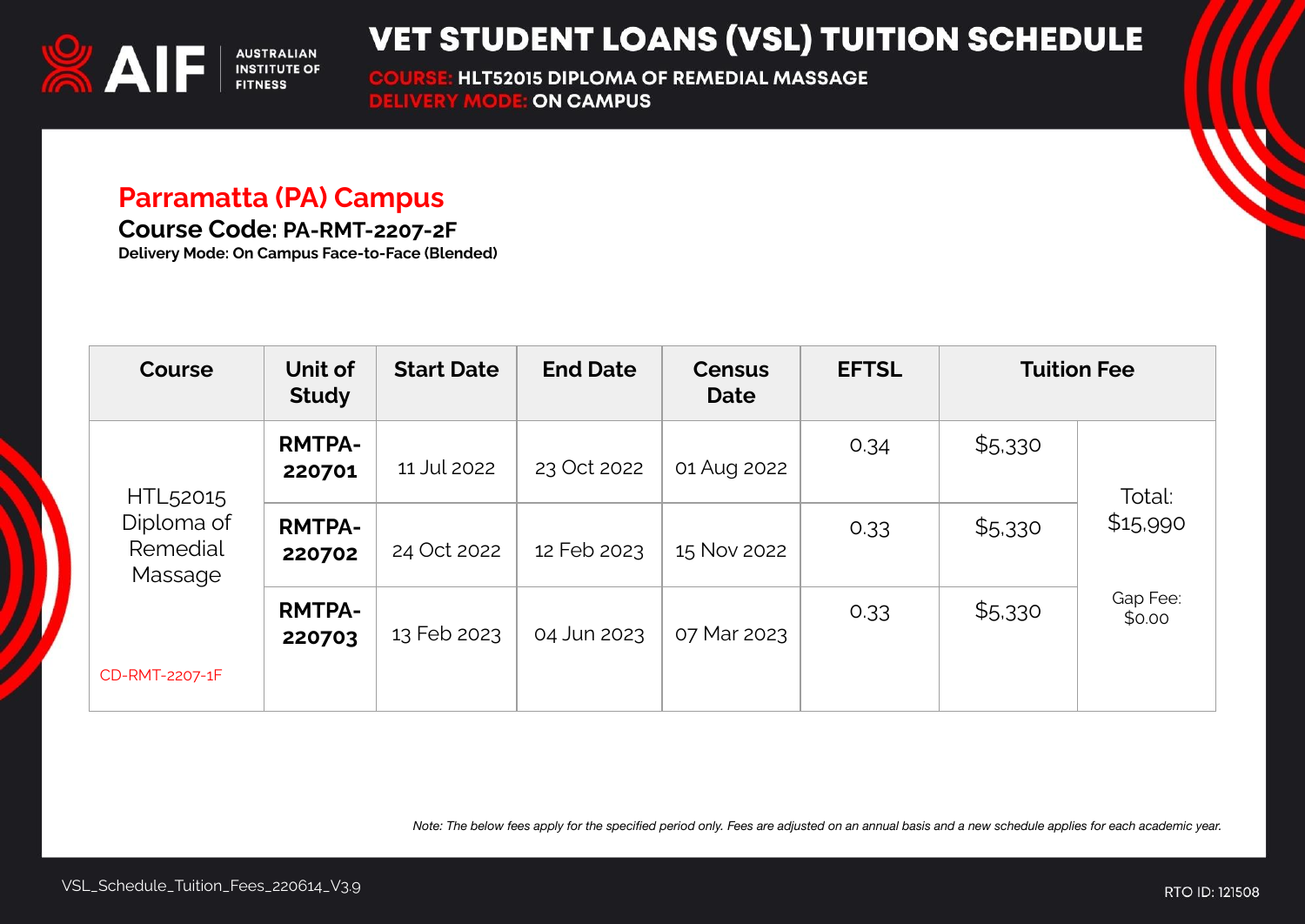# VET STUDENT LOANS (VSL) TUITION SCHEDULE

**COURSE:** HLT52015 DIPLOMA OF REMEDIAL MASSAGE
**DELIVERY MODE:** ON CAMPUS

## Parramatta (PA) Campus

### Course Code: PA-RMT-2207-2F

**Delivery Mode: On Campus Face-to-Face (Blended)**

| Course | Unit of Study | Start Date | End Date | Census Date | EFTSL | Tuition Fee | |
|---|---|---|---|---|---|---|---|
| HTL52015 Diploma of Remedial Massage<br><br>CD-RMT-2207-1F | **RMTPA-220701** | 11 Jul 2022 | 23 Oct 2022 | 01 Aug 2022 | 0.34 | $5,330 | Total: $15,990<br><br>Gap Fee: $0.00 |
| | **RMTPA-220702** | 24 Oct 2022 | 12 Feb 2023 | 15 Nov 2022 | 0.33 | $5,330 | |
| | **RMTPA-220703** | 13 Feb 2023 | 04 Jun 2023 | 07 Mar 2023 | 0.33 | $5,330 | |

*Note: The below fees apply for the specified period only. Fees are adjusted on an annual basis and a new schedule applies for each academic year.*

VSL_Schedule_Tuition_Fees_220614_V3.9

RTO ID: 121508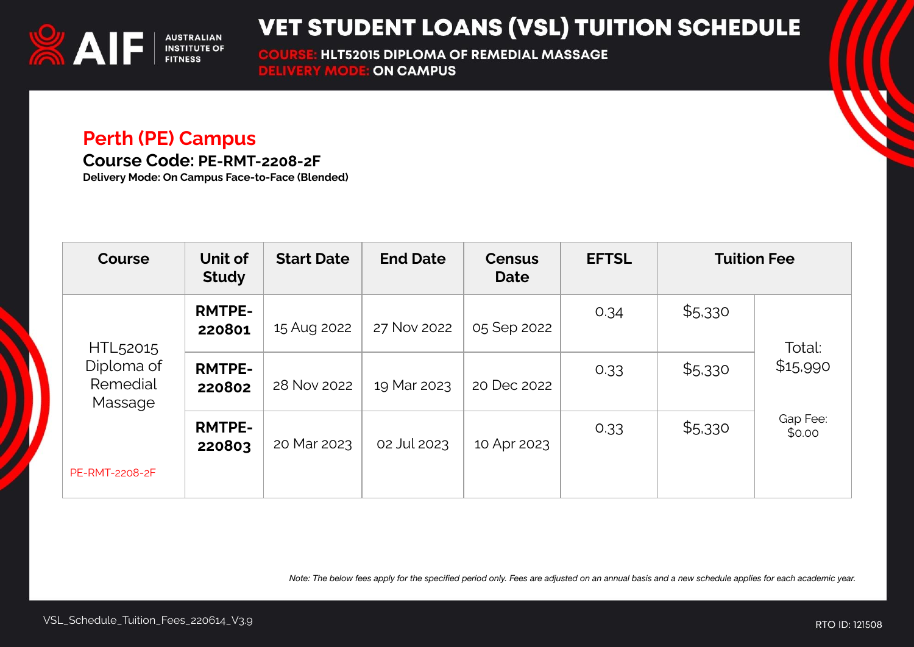# VET STUDENT LOANS (VSL) TUITION SCHEDULE

**COURSE:** HLT52015 DIPLOMA OF REMEDIAL MASSAGE
**DELIVERY MODE:** ON CAMPUS

## Perth (PE) Campus

### Course Code: PE-RMT-2208-2F

**Delivery Mode: On Campus Face-to-Face (Blended)**

| Course | Unit of Study | Start Date | End Date | Census Date | EFTSL | Tuition Fee | |
|---|---|---|---|---|---|---|---|
| HTL52015 Diploma of Remedial Massage PE-RMT-2208-2F | **RMTPE-220801** | 15 Aug 2022 | 27 Nov 2022 | 05 Sep 2022 | 0.34 | $5,330 | Total: $15,990 Gap Fee: $0.00 |
| | **RMTPE-220802** | 28 Nov 2022 | 19 Mar 2023 | 20 Dec 2022 | 0.33 | $5,330 | |
| | **RMTPE-220803** | 20 Mar 2023 | 02 Jul 2023 | 10 Apr 2023 | 0.33 | $5,330 | |

*Note: The below fees apply for the specified period only. Fees are adjusted on an annual basis and a new schedule applies for each academic year.*

VSL_Schedule_Tuition_Fees_220614_V3.9

RTO ID: 121508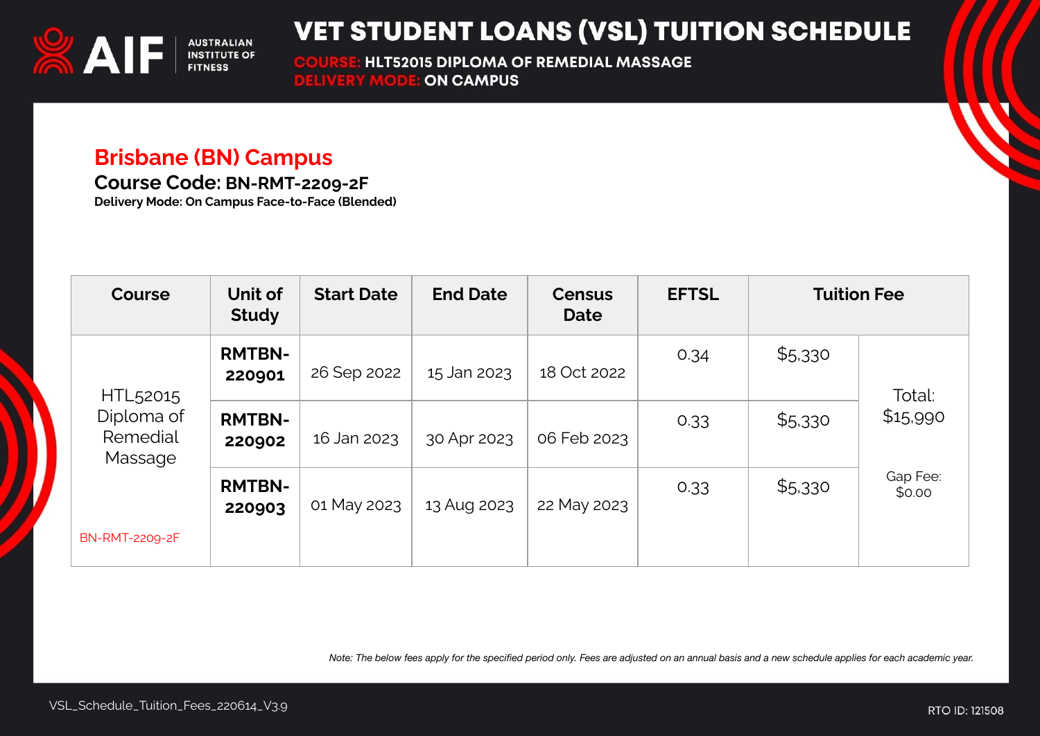# VET STUDENT LOANS (VSL) TUITION SCHEDULE

**COURSE:** HLT52015 DIPLOMA OF REMEDIAL MASSAGE
**DELIVERY MODE:** ON CAMPUS

## Brisbane (BN) Campus

### Course Code: BN-RMT-2209-2F

**Delivery Mode: On Campus Face-to-Face (Blended)**

| Course | Unit of Study | Start Date | End Date | Census Date | EFTSL | Tuition Fee | |
|---|---|---|---|---|---|---|---|
| HTL52015 Diploma of Remedial Massage<br><br>BN-RMT-2209-2F | RMTBN-220901 | 26 Sep 2022 | 15 Jan 2023 | 18 Oct 2022 | 0.34 | $5,330 | Total: $15,990<br><br>Gap Fee: $0.00 |
| | RMTBN-220902 | 16 Jan 2023 | 30 Apr 2023 | 06 Feb 2023 | 0.33 | $5,330 | |
| | RMTBN-220903 | 01 May 2023 | 13 Aug 2023 | 22 May 2023 | 0.33 | $5,330 | |

*Note: The below fees apply for the specified period only. Fees are adjusted on an annual basis and a new schedule applies for each academic year.*

VSL_Schedule_Tuition_Fees_220614_V3.9

RTO ID: 121508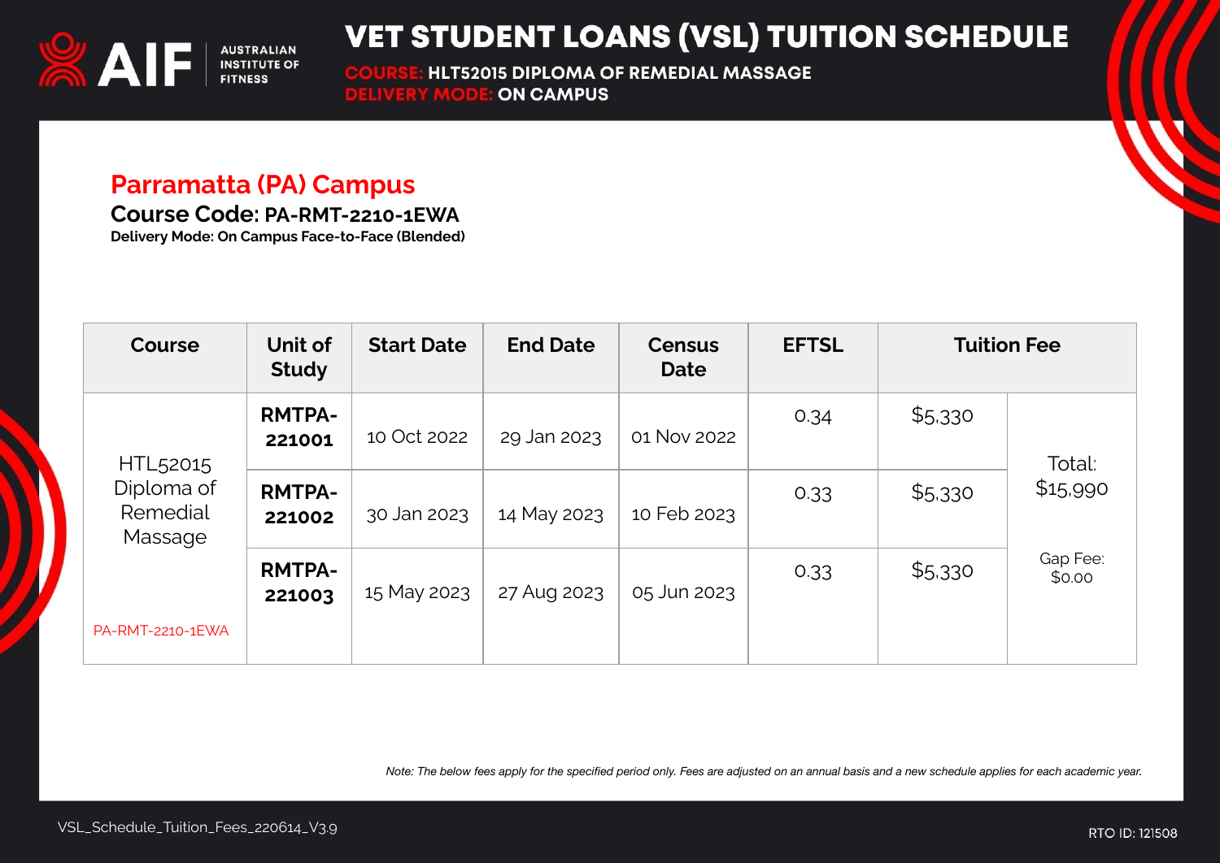# VET STUDENT LOANS (VSL) TUITION SCHEDULE

**COURSE:** HLT52015 DIPLOMA OF REMEDIAL MASSAGE
**DELIVERY MODE:** ON CAMPUS

## Parramatta (PA) Campus

### Course Code: PA-RMT-2210-1EWA

**Delivery Mode: On Campus Face-to-Face (Blended)**

| Course | Unit of Study | Start Date | End Date | Census Date | EFTSL | Tuition Fee | |
|---|---|---|---|---|---|---|---|
| HTL52015 Diploma of Remedial Massage<br><br>PA-RMT-2210-1EWA | **RMTPA-221001** | 10 Oct 2022 | 29 Jan 2023 | 01 Nov 2022 | 0.34 | $5,330 | Total: $15,990<br><br>Gap Fee: $0.00 |
| | **RMTPA-221002** | 30 Jan 2023 | 14 May 2023 | 10 Feb 2023 | 0.33 | $5,330 | |
| | **RMTPA-221003** | 15 May 2023 | 27 Aug 2023 | 05 Jun 2023 | 0.33 | $5,330 | |

*Note: The below fees apply for the specified period only. Fees are adjusted on an annual basis and a new schedule applies for each academic year.*

VSL_Schedule_Tuition_Fees_220614_V3.9

RTO ID: 121508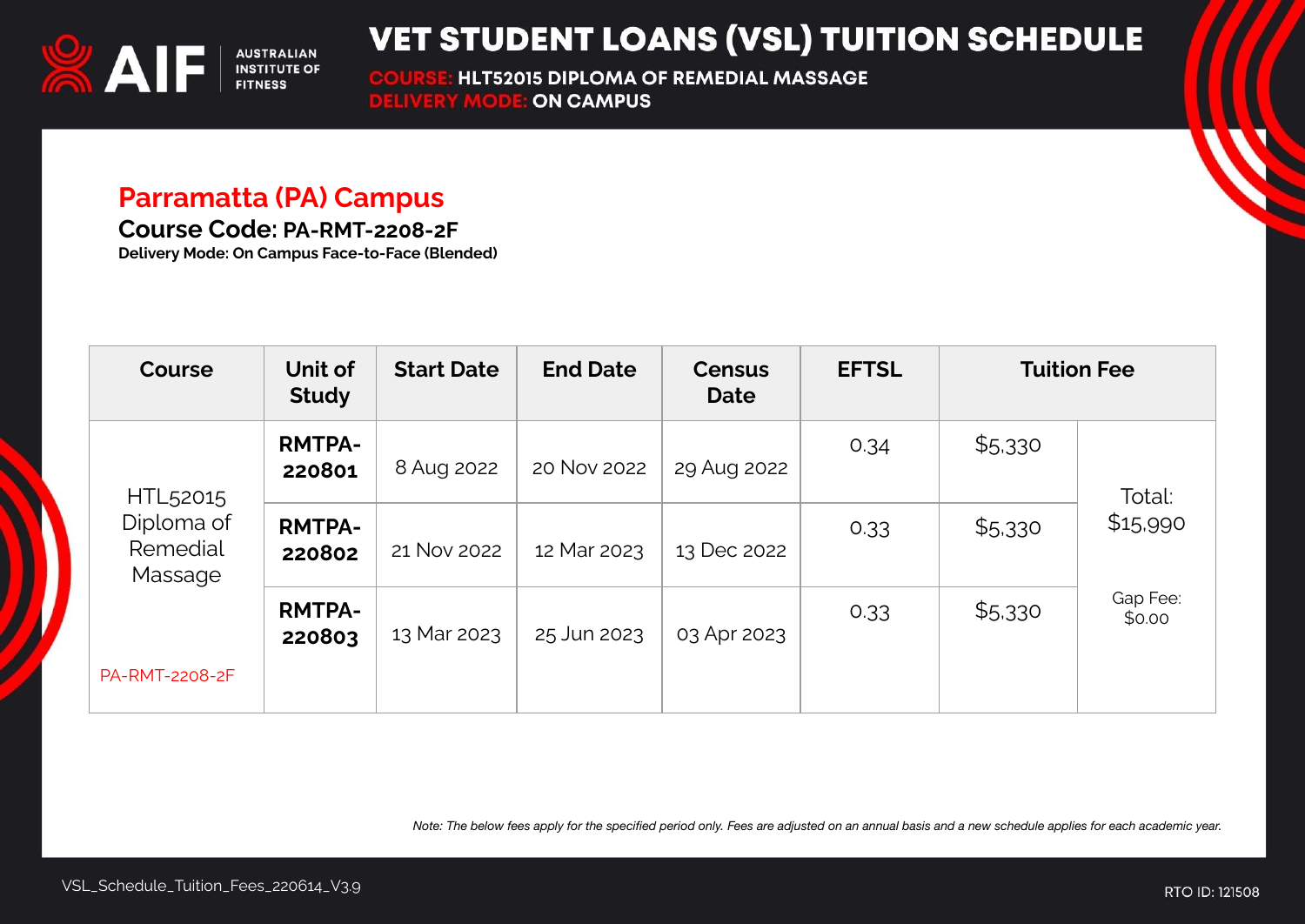# VET STUDENT LOANS (VSL) TUITION SCHEDULE

**COURSE:** HLT52015 DIPLOMA OF REMEDIAL MASSAGE
**DELIVERY MODE:** ON CAMPUS

## Parramatta (PA) Campus

### Course Code: PA-RMT-2208-2F

**Delivery Mode: On Campus Face-to-Face (Blended)**

| Course | Unit of Study | Start Date | End Date | Census Date | EFTSL | Tuition Fee | |
|---|---|---|---|---|---|---|---|
| HTL52015 Diploma of Remedial Massage<br><br>PA-RMT-2208-2F | **RMTPA-220801** | 8 Aug 2022 | 20 Nov 2022 | 29 Aug 2022 | 0.34 | $5,330 | Total: $15,990<br><br>Gap Fee: $0.00 |
| | **RMTPA-220802** | 21 Nov 2022 | 12 Mar 2023 | 13 Dec 2022 | 0.33 | $5,330 | |
| | **RMTPA-220803** | 13 Mar 2023 | 25 Jun 2023 | 03 Apr 2023 | 0.33 | $5,330 | |

*Note: The below fees apply for the specified period only. Fees are adjusted on an annual basis and a new schedule applies for each academic year.*

VSL_Schedule_Tuition_Fees_220614_V3.9

RTO ID: 121508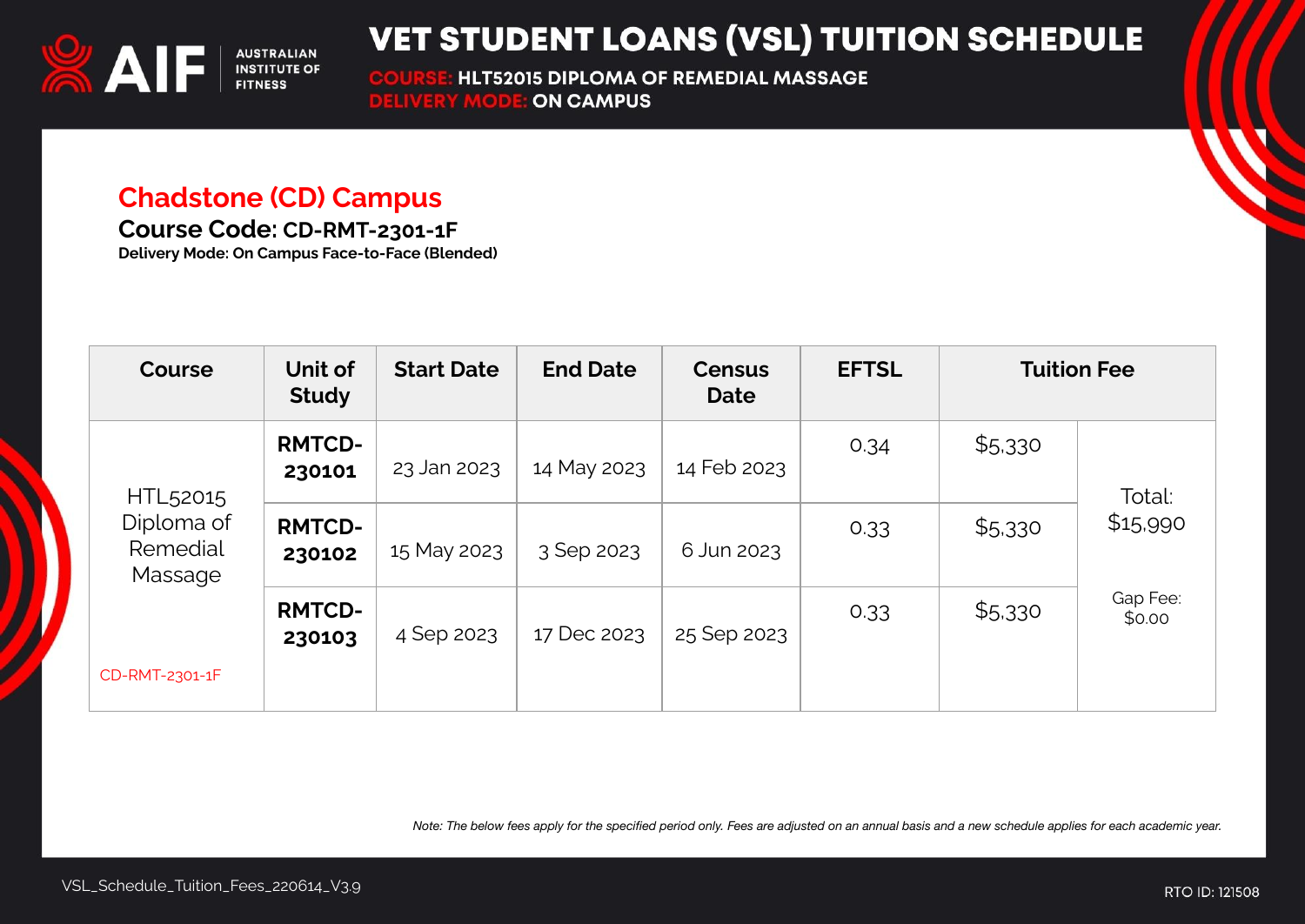# VET STUDENT LOANS (VSL) TUITION SCHEDULE

**COURSE:** HLT52015 DIPLOMA OF REMEDIAL MASSAGE
**DELIVERY MODE:** ON CAMPUS

## Chadstone (CD) Campus

### Course Code: CD-RMT-2301-1F

**Delivery Mode: On Campus Face-to-Face (Blended)**

| Course | Unit of Study | Start Date | End Date | Census Date | EFTSL | Tuition Fee | |
|---|---|---|---|---|---|---|---|
| HTL52015 Diploma of Remedial Massage<br>CD-RMT-2301-1F | **RMTCD-230101** | 23 Jan 2023 | 14 May 2023 | 14 Feb 2023 | 0.34 | $5,330 | Total: $15,990<br>Gap Fee: $0.00 |
| | **RMTCD-230102** | 15 May 2023 | 3 Sep 2023 | 6 Jun 2023 | 0.33 | $5,330 | |
| | **RMTCD-230103** | 4 Sep 2023 | 17 Dec 2023 | 25 Sep 2023 | 0.33 | $5,330 | |

*Note: The below fees apply for the specified period only. Fees are adjusted on an annual basis and a new schedule applies for each academic year.*

VSL_Schedule_Tuition_Fees_220614_V3.9

RTO ID: 121508